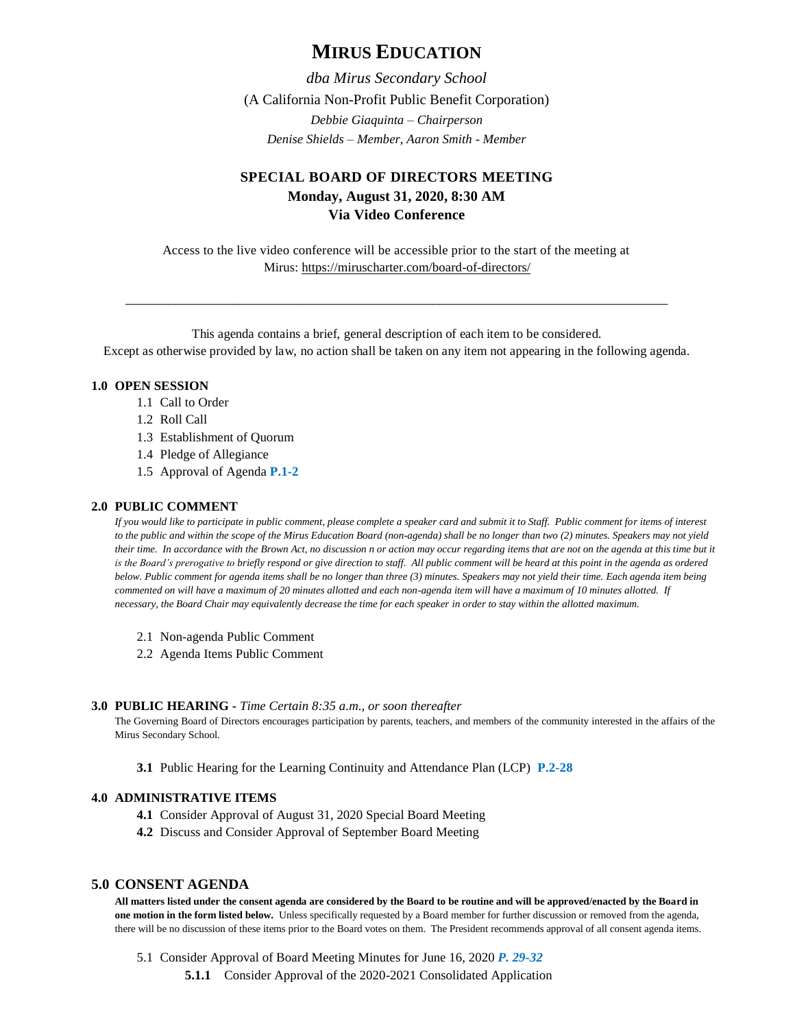# MIRUS EDUCATION

*dba Mirus Secondary School*

(A California Non-Profit Public Benefit Corporation)

*Debbie Giaquinta – Chairperson*

*Denise Shields – Member, Aaron Smith - Member*

## SPECIAL BOARD OF DIRECTORS MEETING

**Monday, August 31, 2020, 8:30 AM**

**Via Video Conference**

Access to the live video conference will be accessible prior to the start of the meeting at Mirus: https://miruscharter.com/board-of-directors/

---

This agenda contains a brief, general description of each item to be considered.
Except as otherwise provided by law, no action shall be taken on any item not appearing in the following agenda.

### 1.0 OPEN SESSION

1.1 Call to Order
1.2 Roll Call
1.3 Establishment of Quorum
1.4 Pledge of Allegiance
1.5 Approval of Agenda **P.1-2**

### 2.0 PUBLIC COMMENT

*If you would like to participate in public comment, please complete a speaker card and submit it to Staff. Public comment for items of interest to the public and within the scope of the Mirus Education Board (non-agenda) shall be no longer than two (2) minutes. Speakers may not yield their time. In accordance with the Brown Act, no discussion n or action may occur regarding items that are not on the agenda at this time but it is the Board's prerogative to briefly respond or give direction to staff. All public comment will be heard at this point in the agenda as ordered below. Public comment for agenda items shall be no longer than three (3) minutes. Speakers may not yield their time. Each agenda item being commented on will have a maximum of 20 minutes allotted and each non-agenda item will have a maximum of 10 minutes allotted. If necessary, the Board Chair may equivalently decrease the time for each speaker in order to stay within the allotted maximum.*

2.1 Non-agenda Public Comment
2.2 Agenda Items Public Comment

### 3.0 PUBLIC HEARING - *Time Certain 8:35 a.m., or soon thereafter*

The Governing Board of Directors encourages participation by parents, teachers, and members of the community interested in the affairs of the Mirus Secondary School.

**3.1** Public Hearing for the Learning Continuity and Attendance Plan (LCP) **P.2-28**

### 4.0 ADMINISTRATIVE ITEMS

**4.1** Consider Approval of August 31, 2020 Special Board Meeting
**4.2** Discuss and Consider Approval of September Board Meeting

### 5.0 CONSENT AGENDA

**All matters listed under the consent agenda are considered by the Board to be routine and will be approved/enacted by the Board in one motion in the form listed below.** Unless specifically requested by a Board member for further discussion or removed from the agenda, there will be no discussion of these items prior to the Board votes on them. The President recommends approval of all consent agenda items.

5.1 Consider Approval of Board Meeting Minutes for June 16, 2020 ***P. 29-32***

**5.1.1** Consider Approval of the 2020-2021 Consolidated Application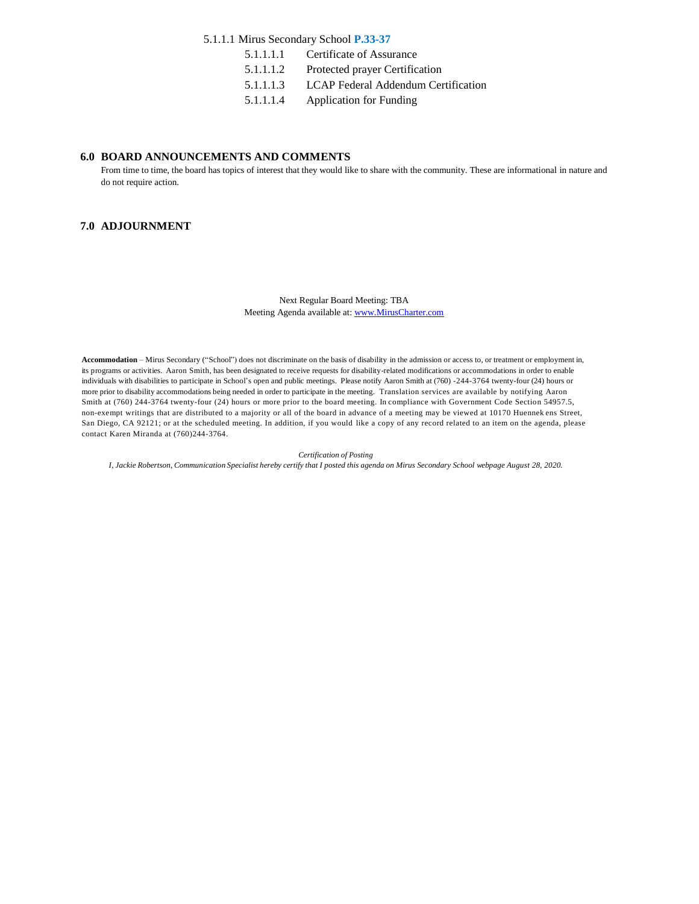5.1.1.1 Mirus Secondary School **P.33-37**

- 5.1.1.1.1 Certificate of Assurance
- 5.1.1.1.2 Protected prayer Certification
- 5.1.1.1.3 LCAP Federal Addendum Certification
- 5.1.1.1.4 Application for Funding

## 6.0 BOARD ANNOUNCEMENTS AND COMMENTS

From time to time, the board has topics of interest that they would like to share with the community. These are informational in nature and do not require action.

## 7.0 ADJOURNMENT

Next Regular Board Meeting: TBA
Meeting Agenda available at: [www.MirusCharter.com](www.MirusCharter.com)

**Accommodation** – Mirus Secondary ("School") does not discriminate on the basis of disability in the admission or access to, or treatment or employment in, its programs or activities. Aaron Smith, has been designated to receive requests for disability-related modifications or accommodations in order to enable individuals with disabilities to participate in School's open and public meetings. Please notify Aaron Smith at (760) -244-3764 twenty-four (24) hours or more prior to disability accommodations being needed in order to participate in the meeting. Translation services are available by notifying Aaron Smith at (760) 244-3764 twenty-four (24) hours or more prior to the board meeting. In compliance with Government Code Section 54957.5, non-exempt writings that are distributed to a majority or all of the board in advance of a meeting may be viewed at 10170 Huennekens Street, San Diego, CA 92121; or at the scheduled meeting. In addition, if you would like a copy of any record related to an item on the agenda, please contact Karen Miranda at (760)244-3764.

*Certification of Posting*

*I, Jackie Robertson, Communication Specialist hereby certify that I posted this agenda on Mirus Secondary School webpage August 28, 2020.*